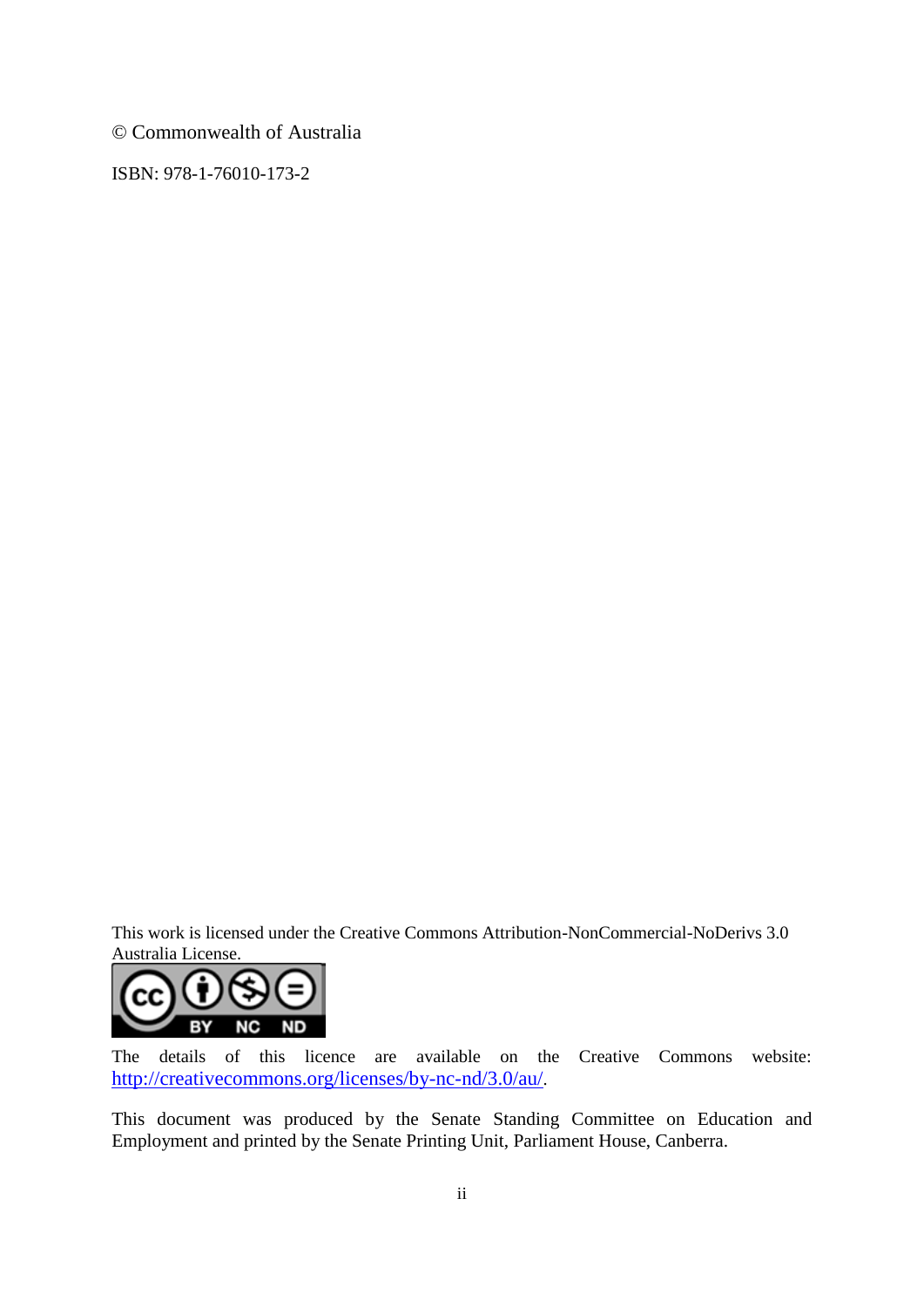© Commonwealth of Australia

ISBN: 978-1-76010-173-2

This work is licensed under the Creative Commons Attribution-NonCommercial-NoDerivs 3.0 Australia License.

The details of this licence are available on the Creative Commons website: http://creativecommons.org/licenses/by-nc-nd/3.0/au/.

This document was produced by the Senate Standing Committee on Education and Employment and printed by the Senate Printing Unit, Parliament House, Canberra.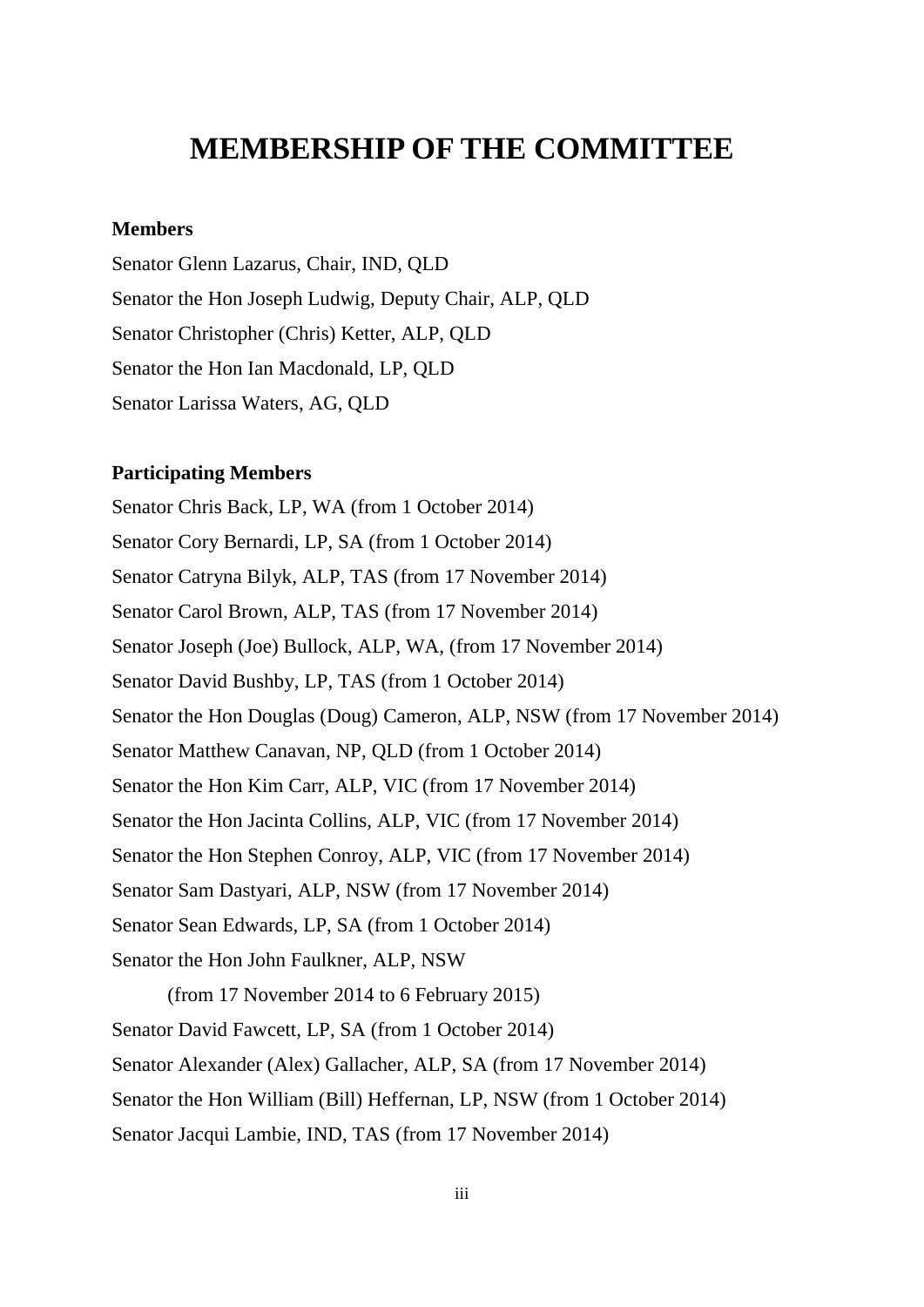# MEMBERSHIP OF THE COMMITTEE

**Members**

Senator Glenn Lazarus, Chair, IND, QLD

Senator the Hon Joseph Ludwig, Deputy Chair, ALP, QLD

Senator Christopher (Chris) Ketter, ALP, QLD

Senator the Hon Ian Macdonald, LP, QLD

Senator Larissa Waters, AG, QLD

**Participating Members**

Senator Chris Back, LP, WA (from 1 October 2014)

Senator Cory Bernardi, LP, SA (from 1 October 2014)

Senator Catryna Bilyk, ALP, TAS (from 17 November 2014)

Senator Carol Brown, ALP, TAS (from 17 November 2014)

Senator Joseph (Joe) Bullock, ALP, WA, (from 17 November 2014)

Senator David Bushby, LP, TAS (from 1 October 2014)

Senator the Hon Douglas (Doug) Cameron, ALP, NSW (from 17 November 2014)

Senator Matthew Canavan, NP, QLD (from 1 October 2014)

Senator the Hon Kim Carr, ALP, VIC (from 17 November 2014)

Senator the Hon Jacinta Collins, ALP, VIC (from 17 November 2014)

Senator the Hon Stephen Conroy, ALP, VIC (from 17 November 2014)

Senator Sam Dastyari, ALP, NSW (from 17 November 2014)

Senator Sean Edwards, LP, SA (from 1 October 2014)

Senator the Hon John Faulkner, ALP, NSW

(from 17 November 2014 to 6 February 2015)

Senator David Fawcett, LP, SA (from 1 October 2014)

Senator Alexander (Alex) Gallacher, ALP, SA (from 17 November 2014)

Senator the Hon William (Bill) Heffernan, LP, NSW (from 1 October 2014)

Senator Jacqui Lambie, IND, TAS (from 17 November 2014)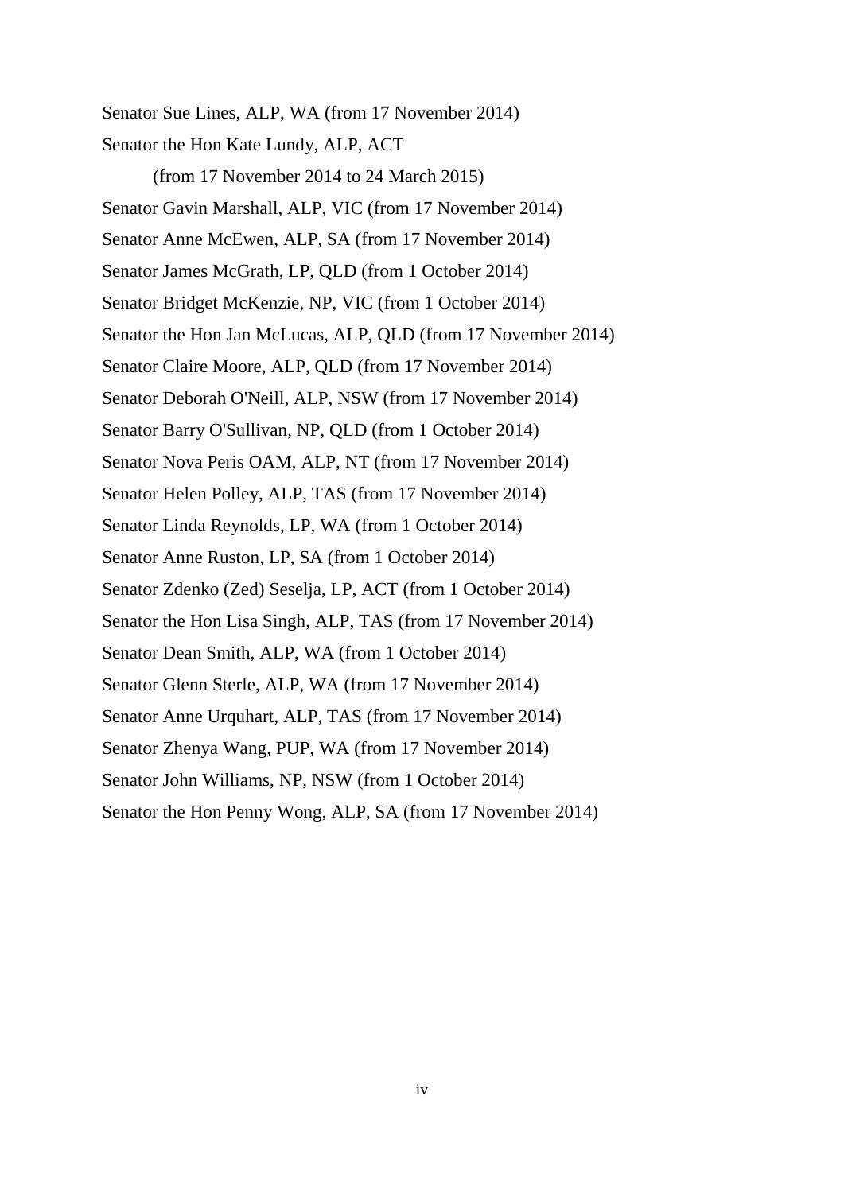Senator Sue Lines, ALP, WA (from 17 November 2014)

Senator the Hon Kate Lundy, ALP, ACT

(from 17 November 2014 to 24 March 2015)

Senator Gavin Marshall, ALP, VIC (from 17 November 2014)

Senator Anne McEwen, ALP, SA (from 17 November 2014)

Senator James McGrath, LP, QLD (from 1 October 2014)

Senator Bridget McKenzie, NP, VIC (from 1 October 2014)

Senator the Hon Jan McLucas, ALP, QLD (from 17 November 2014)

Senator Claire Moore, ALP, QLD (from 17 November 2014)

Senator Deborah O'Neill, ALP, NSW (from 17 November 2014)

Senator Barry O'Sullivan, NP, QLD (from 1 October 2014)

Senator Nova Peris OAM, ALP, NT (from 17 November 2014)

Senator Helen Polley, ALP, TAS (from 17 November 2014)

Senator Linda Reynolds, LP, WA (from 1 October 2014)

Senator Anne Ruston, LP, SA (from 1 October 2014)

Senator Zdenko (Zed) Seselja, LP, ACT (from 1 October 2014)

Senator the Hon Lisa Singh, ALP, TAS (from 17 November 2014)

Senator Dean Smith, ALP, WA (from 1 October 2014)

Senator Glenn Sterle, ALP, WA (from 17 November 2014)

Senator Anne Urquhart, ALP, TAS (from 17 November 2014)

Senator Zhenya Wang, PUP, WA (from 17 November 2014)

Senator John Williams, NP, NSW (from 1 October 2014)

Senator the Hon Penny Wong, ALP, SA (from 17 November 2014)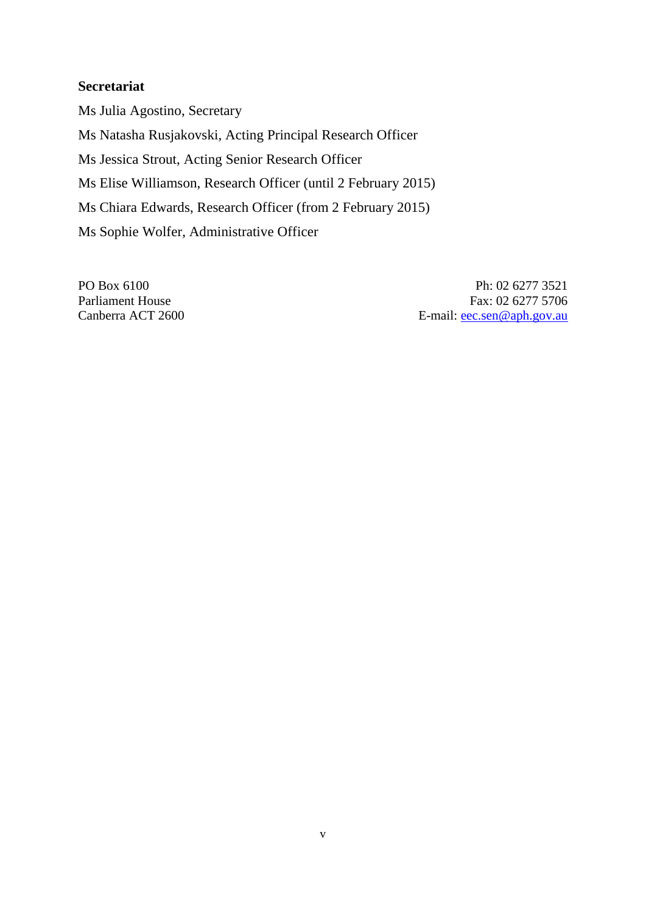**Secretariat**

Ms Julia Agostino, Secretary

Ms Natasha Rusjakovski, Acting Principal Research Officer

Ms Jessica Strout, Acting Senior Research Officer

Ms Elise Williamson, Research Officer (until 2 February 2015)

Ms Chiara Edwards, Research Officer (from 2 February 2015)

Ms Sophie Wolfer, Administrative Officer

PO Box 6100
Parliament House
Canberra ACT 2600

Ph: 02 6277 3521
Fax: 02 6277 5706
E-mail: eec.sen@aph.gov.au